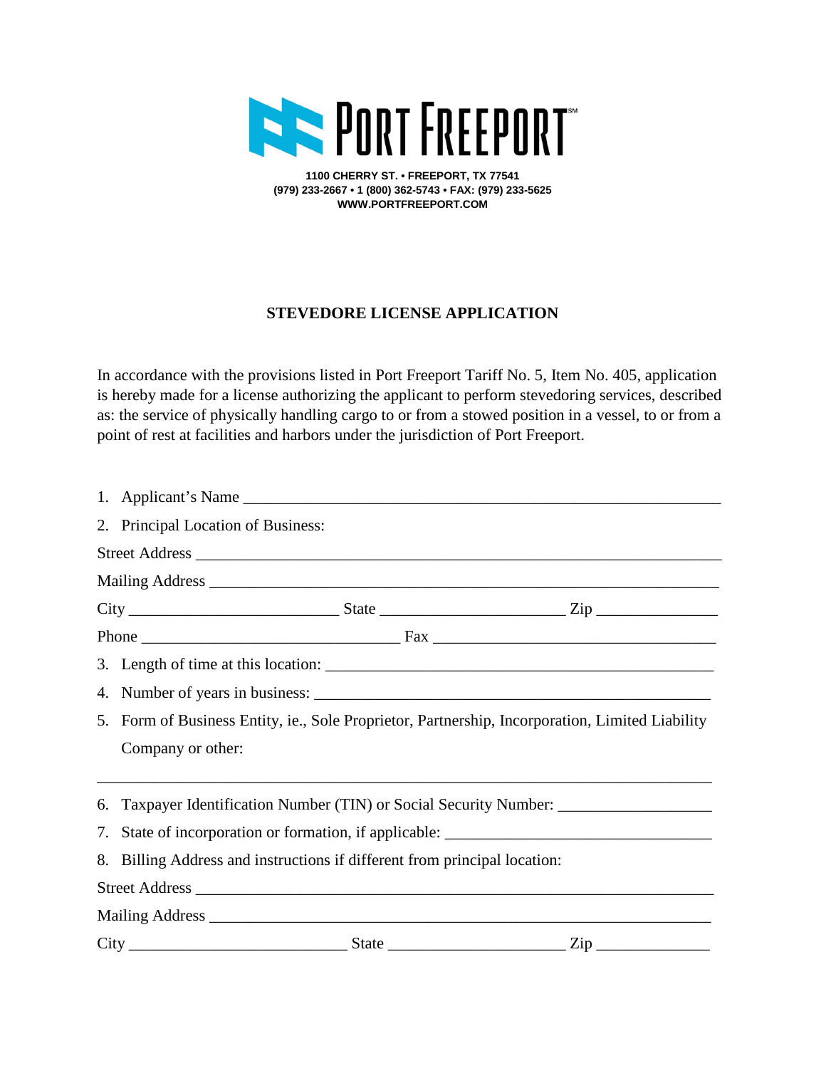# PORT FREEPORT

**1100 CHERRY ST. • FREEPORT, TX 77541**
**(979) 233-2667 • 1 (800) 362-5743 • FAX: (979) 233-5625**
**WWW.PORTFREEPORT.COM**

## STEVEDORE LICENSE APPLICATION

In accordance with the provisions listed in Port Freeport Tariff No. 5, Item No. 405, application is hereby made for a license authorizing the applicant to perform stevedoring services, described as: the service of physically handling cargo to or from a stowed position in a vessel, to or from a point of rest at facilities and harbors under the jurisdiction of Port Freeport.

1. Applicant's Name ______________________________________________________________
2. Principal Location of Business:

Street Address ___________________________________________________________________

Mailing Address __________________________________________________________________

City _________________________ State _____________________ Zip ______________

Phone ______________________________ Fax _________________________________

3. Length of time at this location: ____________________________________________
4. Number of years in business: ______________________________________________
5. Form of Business Entity, ie., Sole Proprietor, Partnership, Incorporation, Limited Liability Company or other:

_________________________________________________________________________________

6. Taxpayer Identification Number (TIN) or Social Security Number: __________________
7. State of incorporation or formation, if applicable: ______________________________
8. Billing Address and instructions if different from principal location:

Street Address ___________________________________________________________________

Mailing Address __________________________________________________________________

City __________________________ State _____________________ Zip _____________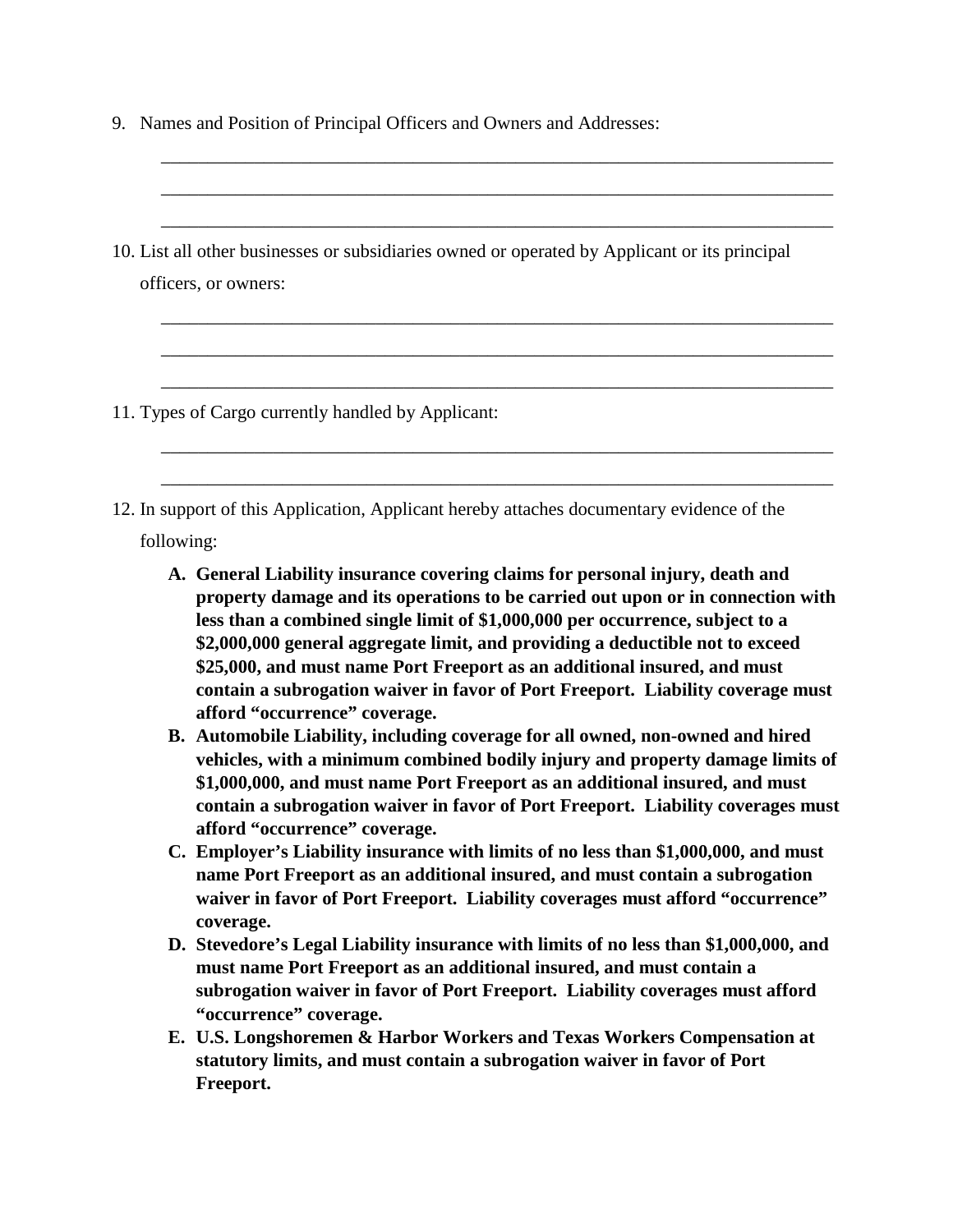9. Names and Position of Principal Officers and Owners and Addresses:

    ___________________________________________________________________________

    ___________________________________________________________________________

    ___________________________________________________________________________

10. List all other businesses or subsidiaries owned or operated by Applicant or its principal officers, or owners:

    ___________________________________________________________________________

    ___________________________________________________________________________

    ___________________________________________________________________________

11. Types of Cargo currently handled by Applicant:

    ___________________________________________________________________________

    ___________________________________________________________________________

12. In support of this Application, Applicant hereby attaches documentary evidence of the following:

    **A. General Liability insurance covering claims for personal injury, death and property damage and its operations to be carried out upon or in connection with less than a combined single limit of $1,000,000 per occurrence, subject to a $2,000,000 general aggregate limit, and providing a deductible not to exceed $25,000, and must name Port Freeport as an additional insured, and must contain a subrogation waiver in favor of Port Freeport. Liability coverage must afford "occurrence" coverage.**

    **B. Automobile Liability, including coverage for all owned, non-owned and hired vehicles, with a minimum combined bodily injury and property damage limits of $1,000,000, and must name Port Freeport as an additional insured, and must contain a subrogation waiver in favor of Port Freeport. Liability coverages must afford "occurrence" coverage.**

    **C. Employer's Liability insurance with limits of no less than $1,000,000, and must name Port Freeport as an additional insured, and must contain a subrogation waiver in favor of Port Freeport. Liability coverages must afford "occurrence" coverage.**

    **D. Stevedore's Legal Liability insurance with limits of no less than $1,000,000, and must name Port Freeport as an additional insured, and must contain a subrogation waiver in favor of Port Freeport. Liability coverages must afford "occurrence" coverage.**

    **E. U.S. Longshoremen & Harbor Workers and Texas Workers Compensation at statutory limits, and must contain a subrogation waiver in favor of Port Freeport.**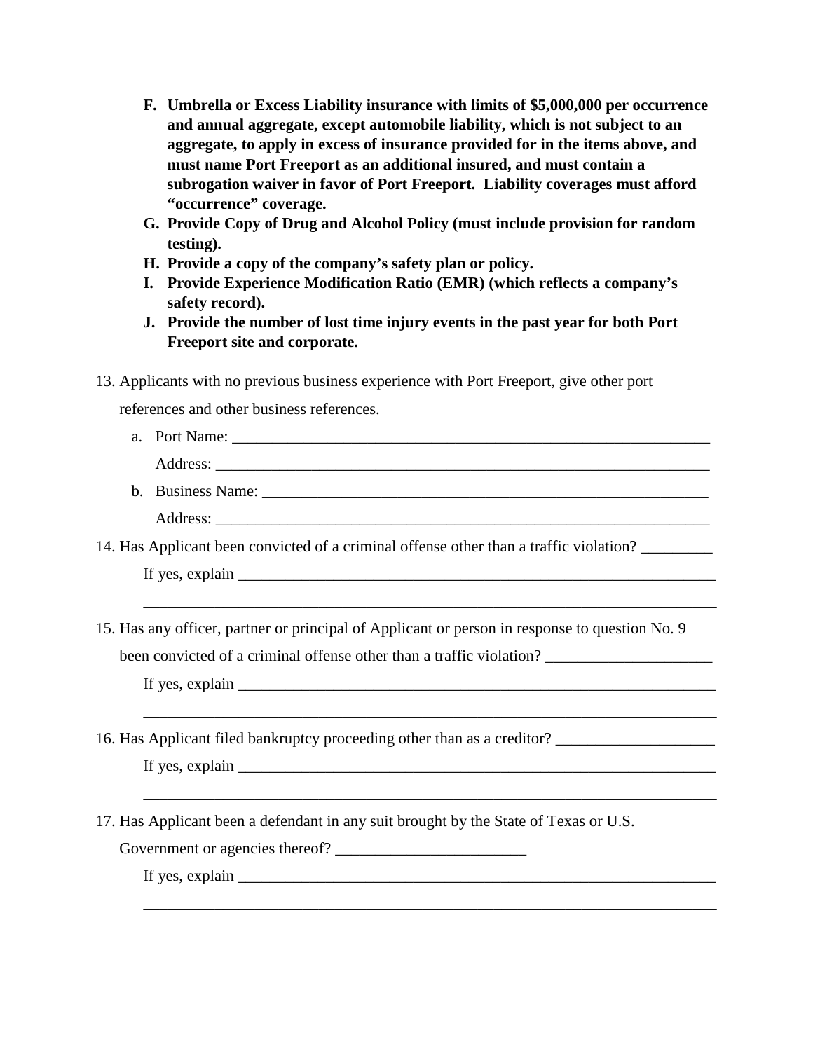F. **Umbrella or Excess Liability insurance with limits of $5,000,000 per occurrence and annual aggregate, except automobile liability, which is not subject to an aggregate, to apply in excess of insurance provided for in the items above, and must name Port Freeport as an additional insured, and must contain a subrogation waiver in favor of Port Freeport. Liability coverages must afford "occurrence" coverage.**
G. **Provide Copy of Drug and Alcohol Policy (must include provision for random testing).**
H. **Provide a copy of the company's safety plan or policy.**
I. **Provide Experience Modification Ratio (EMR) (which reflects a company's safety record).**
J. **Provide the number of lost time injury events in the past year for both Port Freeport site and corporate.**

13. Applicants with no previous business experience with Port Freeport, give other port references and other business references.
    a. Port Name: ______________________________________________________________

       Address: ________________________________________________________________
    b. Business Name: ___________________________________________________________

       Address: ________________________________________________________________

14. Has Applicant been convicted of a criminal offense other than a traffic violation? _________

    If yes, explain ______________________________________________________________

    ________________________________________________________________________

15. Has any officer, partner or principal of Applicant or person in response to question No. 9 been convicted of a criminal offense other than a traffic violation? _____________________

    If yes, explain ______________________________________________________________

    ________________________________________________________________________

16. Has Applicant filed bankruptcy proceeding other than as a creditor? ____________________

    If yes, explain ______________________________________________________________

    ________________________________________________________________________

17. Has Applicant been a defendant in any suit brought by the State of Texas or U.S. Government or agencies thereof? ________________________

    If yes, explain ______________________________________________________________

    ________________________________________________________________________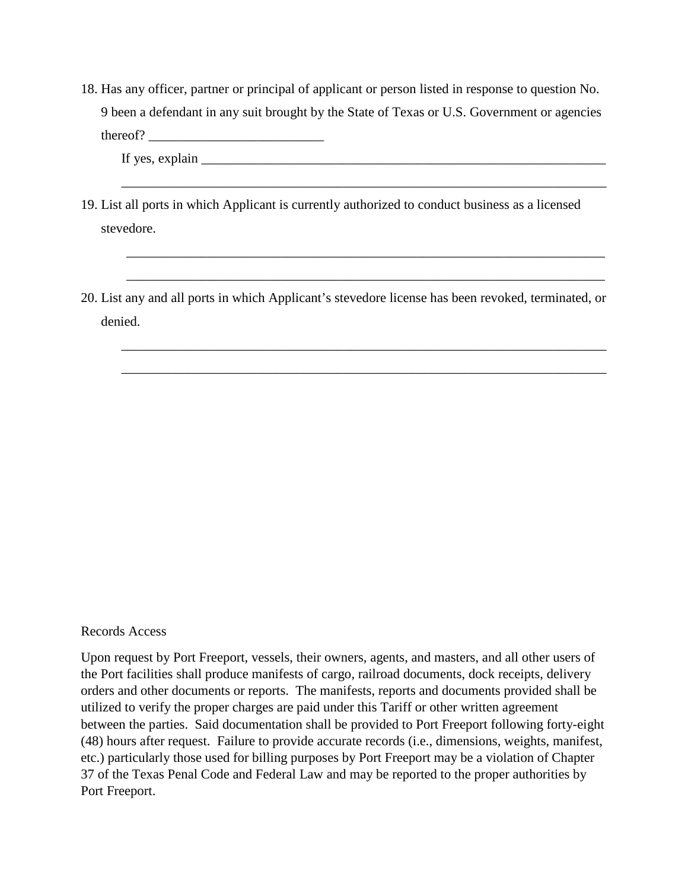18. Has any officer, partner or principal of applicant or person listed in response to question No. 9 been a defendant in any suit brought by the State of Texas or U.S. Government or agencies thereof? __________________________

    If yes, explain ______________________________________________________________

    ________________________________________________________________________

19. List all ports in which Applicant is currently authorized to conduct business as a licensed stevedore.

    ________________________________________________________________________

    ________________________________________________________________________

20. List any and all ports in which Applicant's stevedore license has been revoked, terminated, or denied.

    ________________________________________________________________________

    ________________________________________________________________________

Records Access

Upon request by Port Freeport, vessels, their owners, agents, and masters, and all other users of the Port facilities shall produce manifests of cargo, railroad documents, dock receipts, delivery orders and other documents or reports. The manifests, reports and documents provided shall be utilized to verify the proper charges are paid under this Tariff or other written agreement between the parties. Said documentation shall be provided to Port Freeport following forty-eight (48) hours after request. Failure to provide accurate records (i.e., dimensions, weights, manifest, etc.) particularly those used for billing purposes by Port Freeport may be a violation of Chapter 37 of the Texas Penal Code and Federal Law and may be reported to the proper authorities by Port Freeport.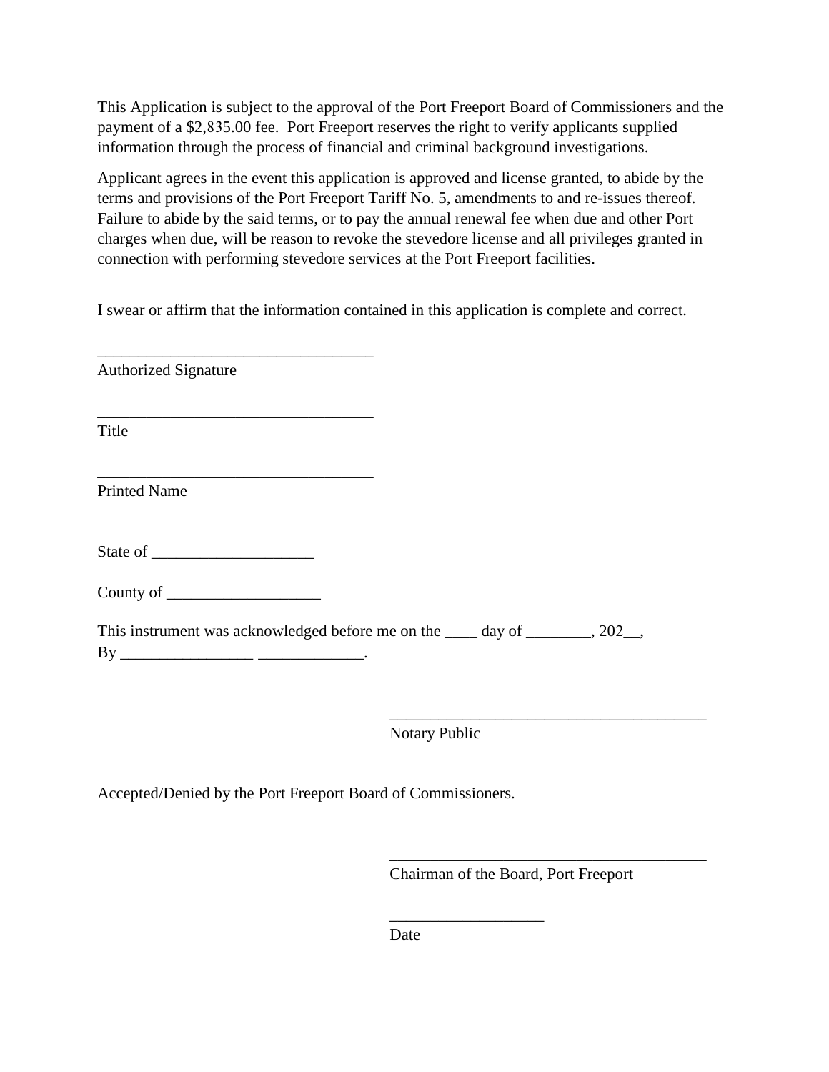This Application is subject to the approval of the Port Freeport Board of Commissioners and the payment of a $2,835.00 fee. Port Freeport reserves the right to verify applicants supplied information through the process of financial and criminal background investigations.

Applicant agrees in the event this application is approved and license granted, to abide by the terms and provisions of the Port Freeport Tariff No. 5, amendments to and re-issues thereof. Failure to abide by the said terms, or to pay the annual renewal fee when due and other Port charges when due, will be reason to revoke the stevedore license and all privileges granted in connection with performing stevedore services at the Port Freeport facilities.

I swear or affirm that the information contained in this application is complete and correct.

___________________________________
Authorized Signature

___________________________________
Title

___________________________________
Printed Name

State of ____________________

County of ___________________

This instrument was acknowledged before me on the ____ day of ________, 202__,
By _________________ _____________.

________________________________________
Notary Public

Accepted/Denied by the Port Freeport Board of Commissioners.

________________________________________
Chairman of the Board, Port Freeport

___________________
Date